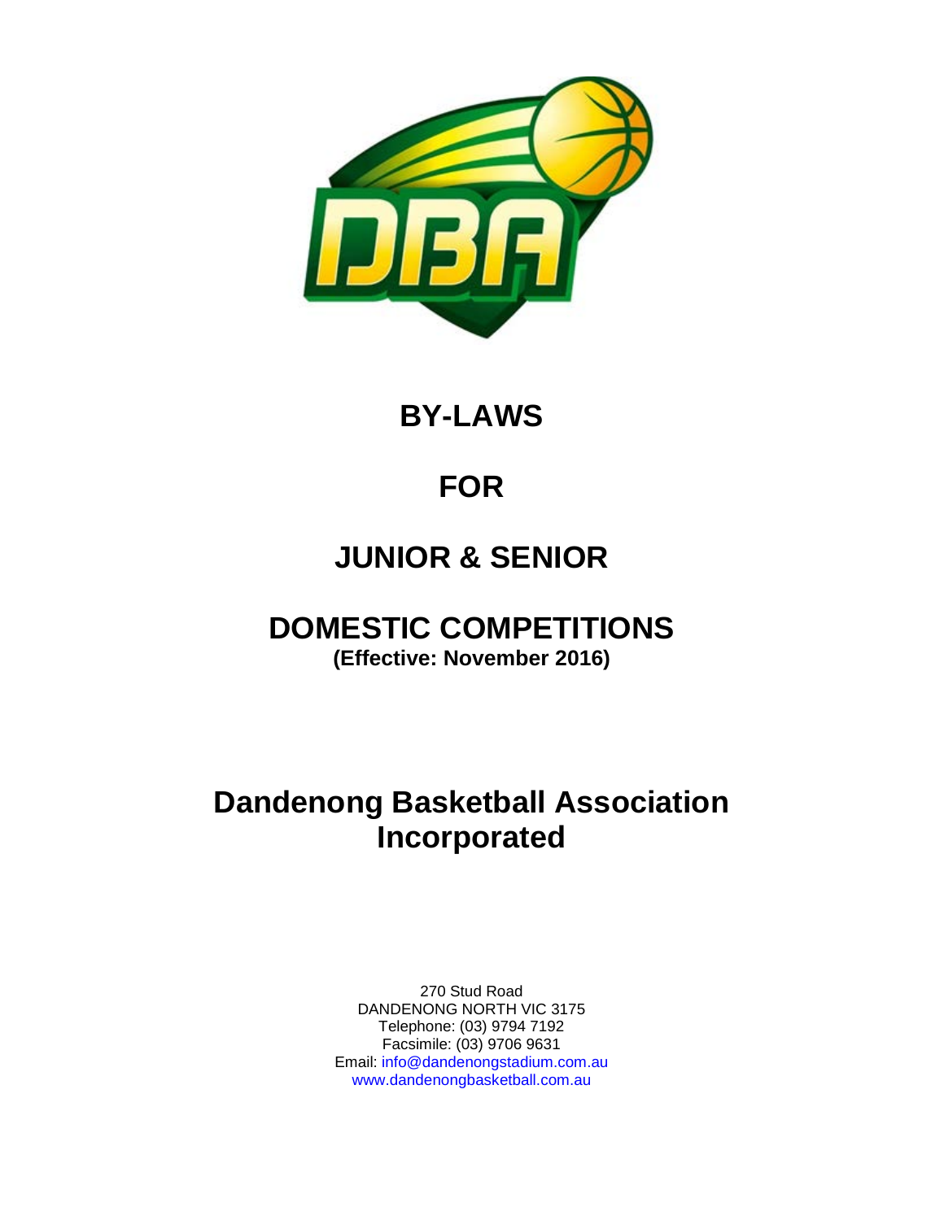# BY-LAWS

# FOR

# JUNIOR & SENIOR

# DOMESTIC COMPETITIONS

**(Effective: November 2016)**

# Dandenong Basketball Association Incorporated

270 Stud Road
DANDENONG NORTH VIC 3175
Telephone: (03) 9794 7192
Facsimile: (03) 9706 9631
Email: info@dandenongstadium.com.au
www.dandenongbasketball.com.au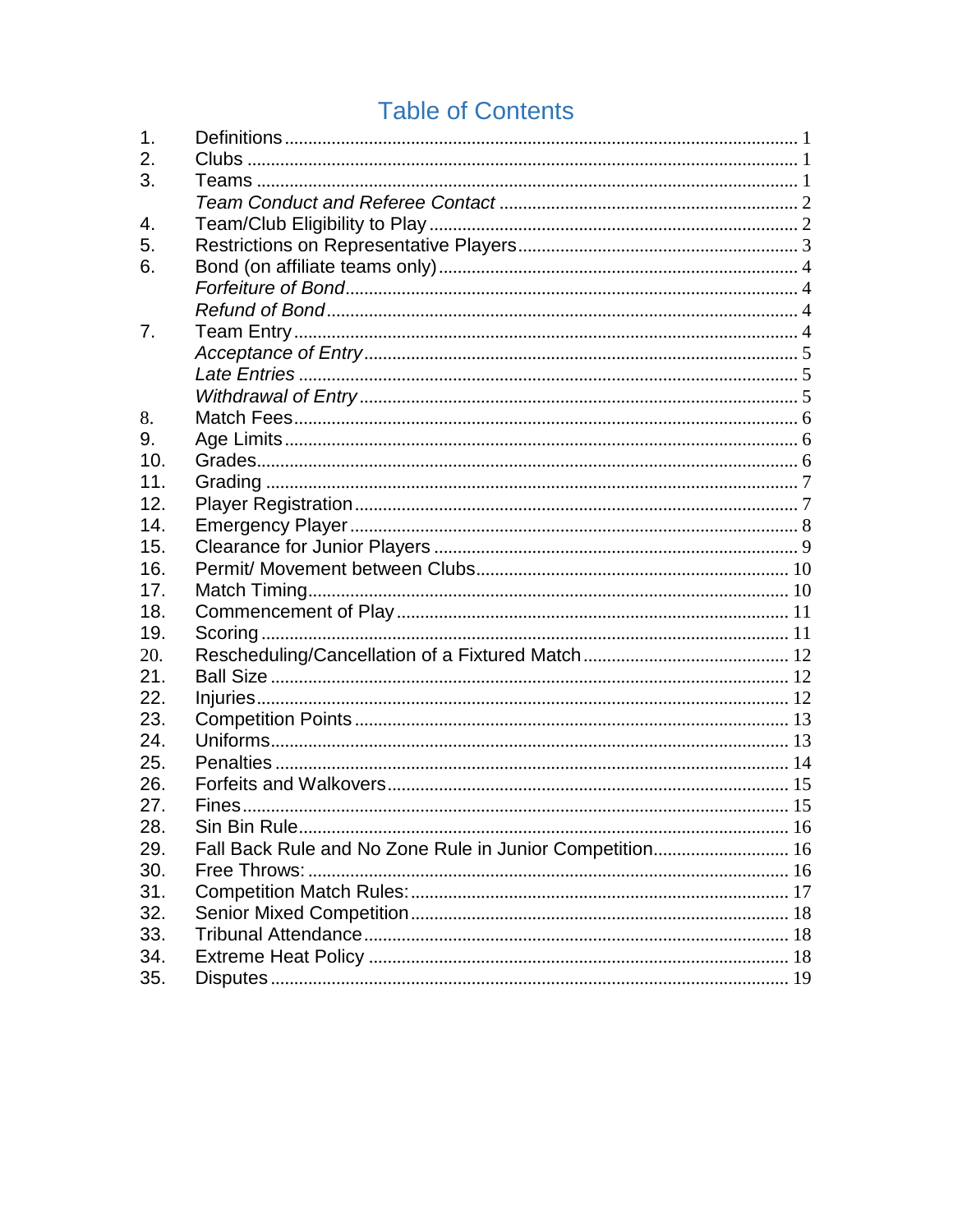# Table of Contents

| | | |
|---|---|---|
| 1. | Definitions | 1 |
| 2. | Clubs | 1 |
| 3. | Teams | 1 |
| | *Team Conduct and Referee Contact* | 2 |
| 4. | Team/Club Eligibility to Play | 2 |
| 5. | Restrictions on Representative Players | 3 |
| 6. | Bond (on affiliate teams only) | 4 |
| | *Forfeiture of Bond* | 4 |
| | *Refund of Bond* | 4 |
| 7. | Team Entry | 4 |
| | *Acceptance of Entry* | 5 |
| | *Late Entries* | 5 |
| | *Withdrawal of Entry* | 5 |
| 8. | Match Fees | 6 |
| 9. | Age Limits | 6 |
| 10. | Grades | 6 |
| 11. | Grading | 7 |
| 12. | Player Registration | 7 |
| 14. | Emergency Player | 8 |
| 15. | Clearance for Junior Players | 9 |
| 16. | Permit/ Movement between Clubs | 10 |
| 17. | Match Timing | 10 |
| 18. | Commencement of Play | 11 |
| 19. | Scoring | 11 |
| 20. | Rescheduling/Cancellation of a Fixtured Match | 12 |
| 21. | Ball Size | 12 |
| 22. | Injuries | 12 |
| 23. | Competition Points | 13 |
| 24. | Uniforms | 13 |
| 25. | Penalties | 14 |
| 26. | Forfeits and Walkovers | 15 |
| 27. | Fines | 15 |
| 28. | Sin Bin Rule | 16 |
| 29. | Fall Back Rule and No Zone Rule in Junior Competition | 16 |
| 30. | Free Throws: | 16 |
| 31. | Competition Match Rules: | 17 |
| 32. | Senior Mixed Competition | 18 |
| 33. | Tribunal Attendance | 18 |
| 34. | Extreme Heat Policy | 18 |
| 35. | Disputes | 19 |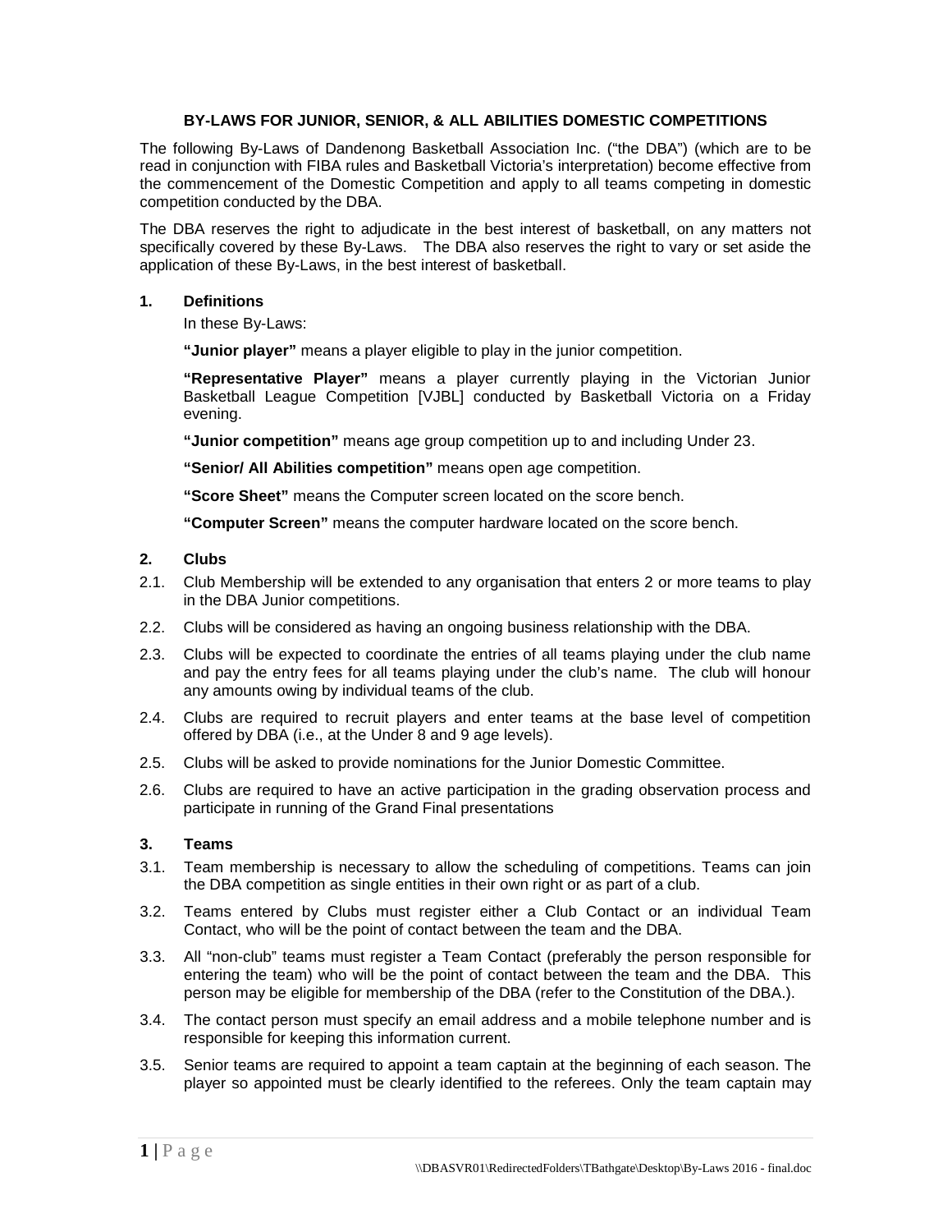**BY-LAWS FOR JUNIOR, SENIOR, & ALL ABILITIES DOMESTIC COMPETITIONS**

The following By-Laws of Dandenong Basketball Association Inc. ("the DBA") (which are to be read in conjunction with FIBA rules and Basketball Victoria's interpretation) become effective from the commencement of the Domestic Competition and apply to all teams competing in domestic competition conducted by the DBA.

The DBA reserves the right to adjudicate in the best interest of basketball, on any matters not specifically covered by these By-Laws. The DBA also reserves the right to vary or set aside the application of these By-Laws, in the best interest of basketball.

## 1. Definitions

In these By-Laws:

**"Junior player"** means a player eligible to play in the junior competition.

**"Representative Player"** means a player currently playing in the Victorian Junior Basketball League Competition [VJBL] conducted by Basketball Victoria on a Friday evening.

**"Junior competition"** means age group competition up to and including Under 23.

**"Senior/ All Abilities competition"** means open age competition.

**"Score Sheet"** means the Computer screen located on the score bench.

**"Computer Screen"** means the computer hardware located on the score bench.

## 2. Clubs

2.1. Club Membership will be extended to any organisation that enters 2 or more teams to play in the DBA Junior competitions.

2.2. Clubs will be considered as having an ongoing business relationship with the DBA.

2.3. Clubs will be expected to coordinate the entries of all teams playing under the club name and pay the entry fees for all teams playing under the club's name. The club will honour any amounts owing by individual teams of the club.

2.4. Clubs are required to recruit players and enter teams at the base level of competition offered by DBA (i.e., at the Under 8 and 9 age levels).

2.5. Clubs will be asked to provide nominations for the Junior Domestic Committee.

2.6. Clubs are required to have an active participation in the grading observation process and participate in running of the Grand Final presentations

## 3. Teams

3.1. Team membership is necessary to allow the scheduling of competitions. Teams can join the DBA competition as single entities in their own right or as part of a club.

3.2. Teams entered by Clubs must register either a Club Contact or an individual Team Contact, who will be the point of contact between the team and the DBA.

3.3. All "non-club" teams must register a Team Contact (preferably the person responsible for entering the team) who will be the point of contact between the team and the DBA. This person may be eligible for membership of the DBA (refer to the Constitution of the DBA.).

3.4. The contact person must specify an email address and a mobile telephone number and is responsible for keeping this information current.

3.5. Senior teams are required to appoint a team captain at the beginning of each season. The player so appointed must be clearly identified to the referees. Only the team captain may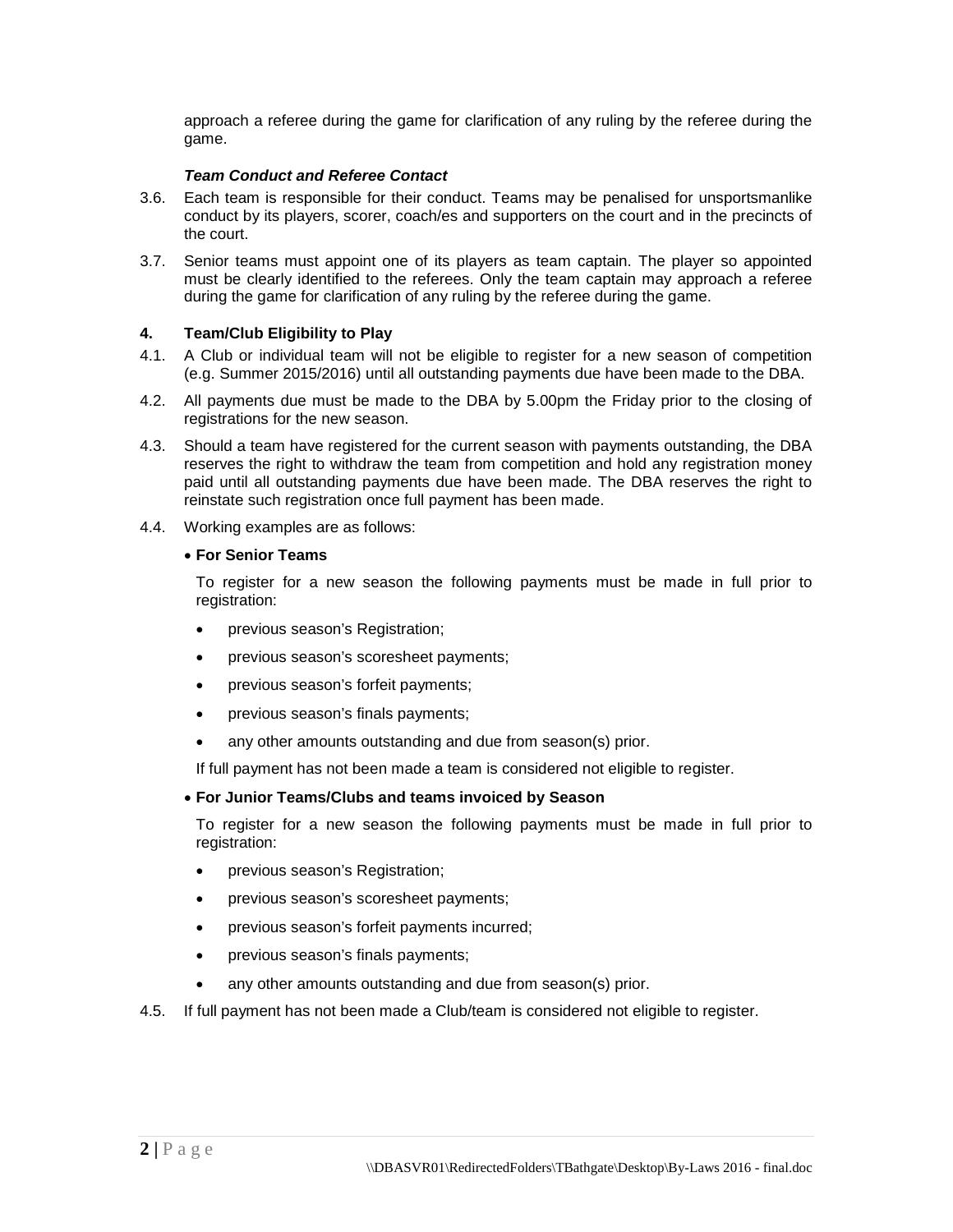approach a referee during the game for clarification of any ruling by the referee during the game.

***Team Conduct and Referee Contact***

3.6. Each team is responsible for their conduct. Teams may be penalised for unsportsmanlike conduct by its players, scorer, coach/es and supporters on the court and in the precincts of the court.

3.7. Senior teams must appoint one of its players as team captain. The player so appointed must be clearly identified to the referees. Only the team captain may approach a referee during the game for clarification of any ruling by the referee during the game.

**4. Team/Club Eligibility to Play**

4.1. A Club or individual team will not be eligible to register for a new season of competition (e.g. Summer 2015/2016) until all outstanding payments due have been made to the DBA.

4.2. All payments due must be made to the DBA by 5.00pm the Friday prior to the closing of registrations for the new season.

4.3. Should a team have registered for the current season with payments outstanding, the DBA reserves the right to withdraw the team from competition and hold any registration money paid until all outstanding payments due have been made. The DBA reserves the right to reinstate such registration once full payment has been made.

4.4. Working examples are as follows:

- **For Senior Teams**

  To register for a new season the following payments must be made in full prior to registration:

  - previous season's Registration;
  - previous season's scoresheet payments;
  - previous season's forfeit payments;
  - previous season's finals payments;
  - any other amounts outstanding and due from season(s) prior.

  If full payment has not been made a team is considered not eligible to register.

- **For Junior Teams/Clubs and teams invoiced by Season**

  To register for a new season the following payments must be made in full prior to registration:

  - previous season's Registration;
  - previous season's scoresheet payments;
  - previous season's forfeit payments incurred;
  - previous season's finals payments;
  - any other amounts outstanding and due from season(s) prior.

4.5. If full payment has not been made a Club/team is considered not eligible to register.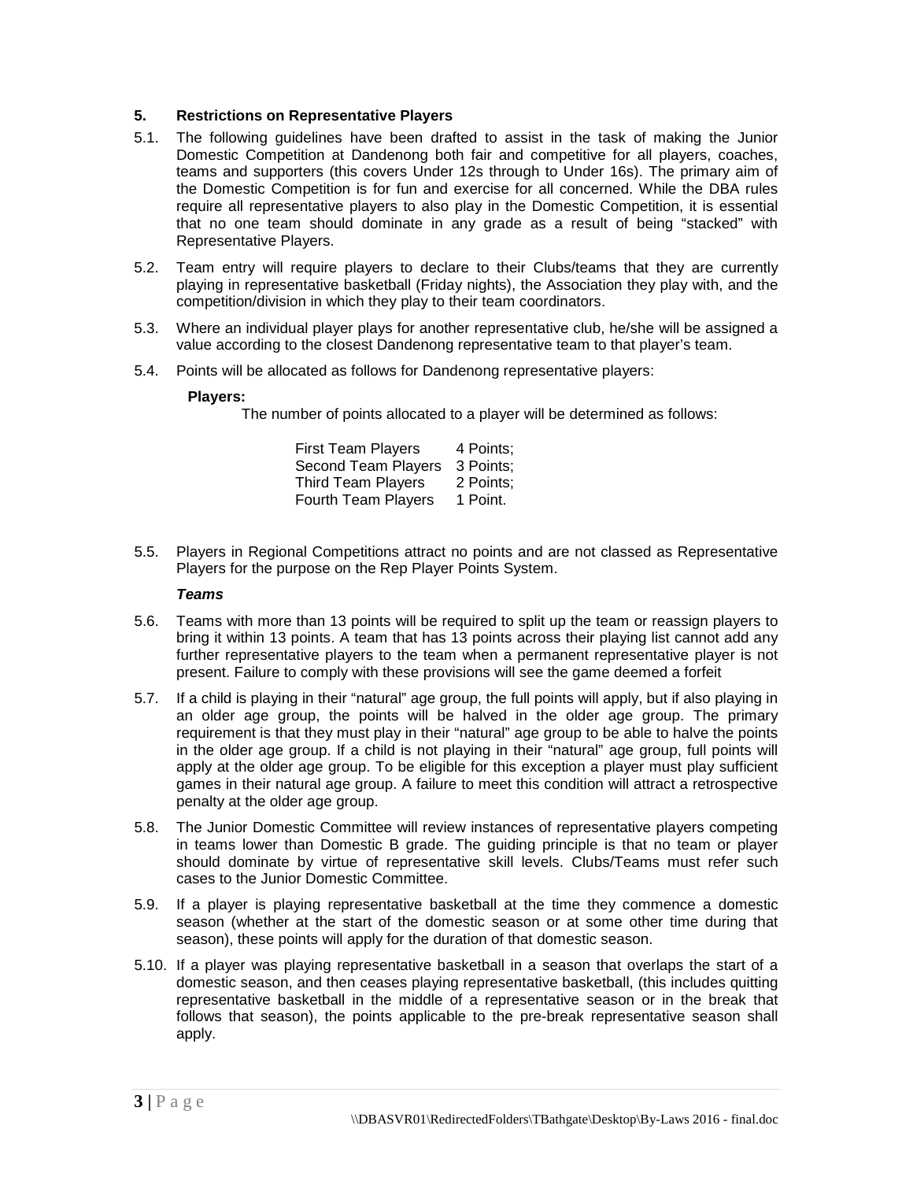## 5. Restrictions on Representative Players

5.1. The following guidelines have been drafted to assist in the task of making the Junior Domestic Competition at Dandenong both fair and competitive for all players, coaches, teams and supporters (this covers Under 12s through to Under 16s). The primary aim of the Domestic Competition is for fun and exercise for all concerned. While the DBA rules require all representative players to also play in the Domestic Competition, it is essential that no one team should dominate in any grade as a result of being "stacked" with Representative Players.

5.2. Team entry will require players to declare to their Clubs/teams that they are currently playing in representative basketball (Friday nights), the Association they play with, and the competition/division in which they play to their team coordinators.

5.3. Where an individual player plays for another representative club, he/she will be assigned a value according to the closest Dandenong representative team to that player's team.

5.4. Points will be allocated as follows for Dandenong representative players:

**Players:**

The number of points allocated to a player will be determined as follows:

| | |
|---|---|
| First Team Players | 4 Points; |
| Second Team Players | 3 Points; |
| Third Team Players | 2 Points; |
| Fourth Team Players | 1 Point. |

5.5. Players in Regional Competitions attract no points and are not classed as Representative Players for the purpose on the Rep Player Points System.

***Teams***

5.6. Teams with more than 13 points will be required to split up the team or reassign players to bring it within 13 points. A team that has 13 points across their playing list cannot add any further representative players to the team when a permanent representative player is not present. Failure to comply with these provisions will see the game deemed a forfeit

5.7. If a child is playing in their "natural" age group, the full points will apply, but if also playing in an older age group, the points will be halved in the older age group. The primary requirement is that they must play in their "natural" age group to be able to halve the points in the older age group. If a child is not playing in their "natural" age group, full points will apply at the older age group. To be eligible for this exception a player must play sufficient games in their natural age group. A failure to meet this condition will attract a retrospective penalty at the older age group.

5.8. The Junior Domestic Committee will review instances of representative players competing in teams lower than Domestic B grade. The guiding principle is that no team or player should dominate by virtue of representative skill levels. Clubs/Teams must refer such cases to the Junior Domestic Committee.

5.9. If a player is playing representative basketball at the time they commence a domestic season (whether at the start of the domestic season or at some other time during that season), these points will apply for the duration of that domestic season.

5.10. If a player was playing representative basketball in a season that overlaps the start of a domestic season, and then ceases playing representative basketball, (this includes quitting representative basketball in the middle of a representative season or in the break that follows that season), the points applicable to the pre-break representative season shall apply.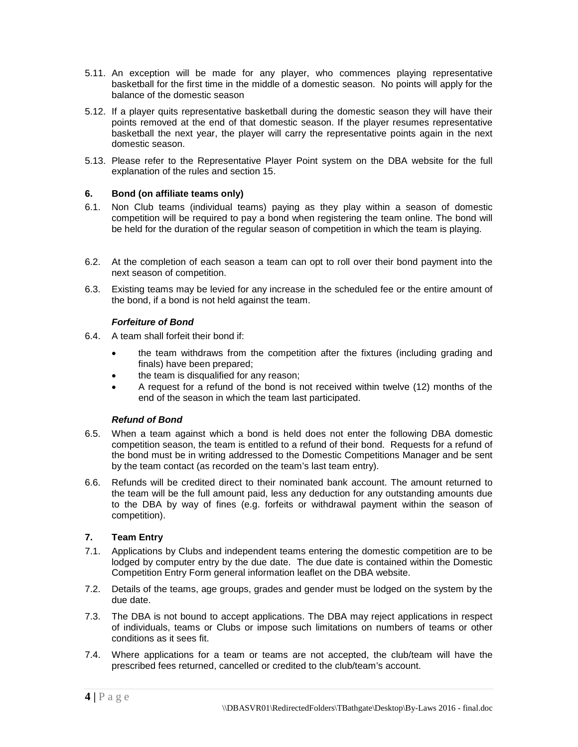5.11. An exception will be made for any player, who commences playing representative basketball for the first time in the middle of a domestic season. No points will apply for the balance of the domestic season

5.12. If a player quits representative basketball during the domestic season they will have their points removed at the end of that domestic season. If the player resumes representative basketball the next year, the player will carry the representative points again in the next domestic season.

5.13. Please refer to the Representative Player Point system on the DBA website for the full explanation of the rules and section 15.

## 6. Bond (on affiliate teams only)

6.1. Non Club teams (individual teams) paying as they play within a season of domestic competition will be required to pay a bond when registering the team online. The bond will be held for the duration of the regular season of competition in which the team is playing.

6.2. At the completion of each season a team can opt to roll over their bond payment into the next season of competition.

6.3. Existing teams may be levied for any increase in the scheduled fee or the entire amount of the bond, if a bond is not held against the team.

***Forfeiture of Bond***

6.4. A team shall forfeit their bond if:

- the team withdraws from the competition after the fixtures (including grading and finals) have been prepared;
- the team is disqualified for any reason;
- A request for a refund of the bond is not received within twelve (12) months of the end of the season in which the team last participated.

***Refund of Bond***

6.5. When a team against which a bond is held does not enter the following DBA domestic competition season, the team is entitled to a refund of their bond. Requests for a refund of the bond must be in writing addressed to the Domestic Competitions Manager and be sent by the team contact (as recorded on the team's last team entry).

6.6. Refunds will be credited direct to their nominated bank account. The amount returned to the team will be the full amount paid, less any deduction for any outstanding amounts due to the DBA by way of fines (e.g. forfeits or withdrawal payment within the season of competition).

## 7. Team Entry

7.1. Applications by Clubs and independent teams entering the domestic competition are to be lodged by computer entry by the due date. The due date is contained within the Domestic Competition Entry Form general information leaflet on the DBA website.

7.2. Details of the teams, age groups, grades and gender must be lodged on the system by the due date.

7.3. The DBA is not bound to accept applications. The DBA may reject applications in respect of individuals, teams or Clubs or impose such limitations on numbers of teams or other conditions as it sees fit.

7.4. Where applications for a team or teams are not accepted, the club/team will have the prescribed fees returned, cancelled or credited to the club/team's account.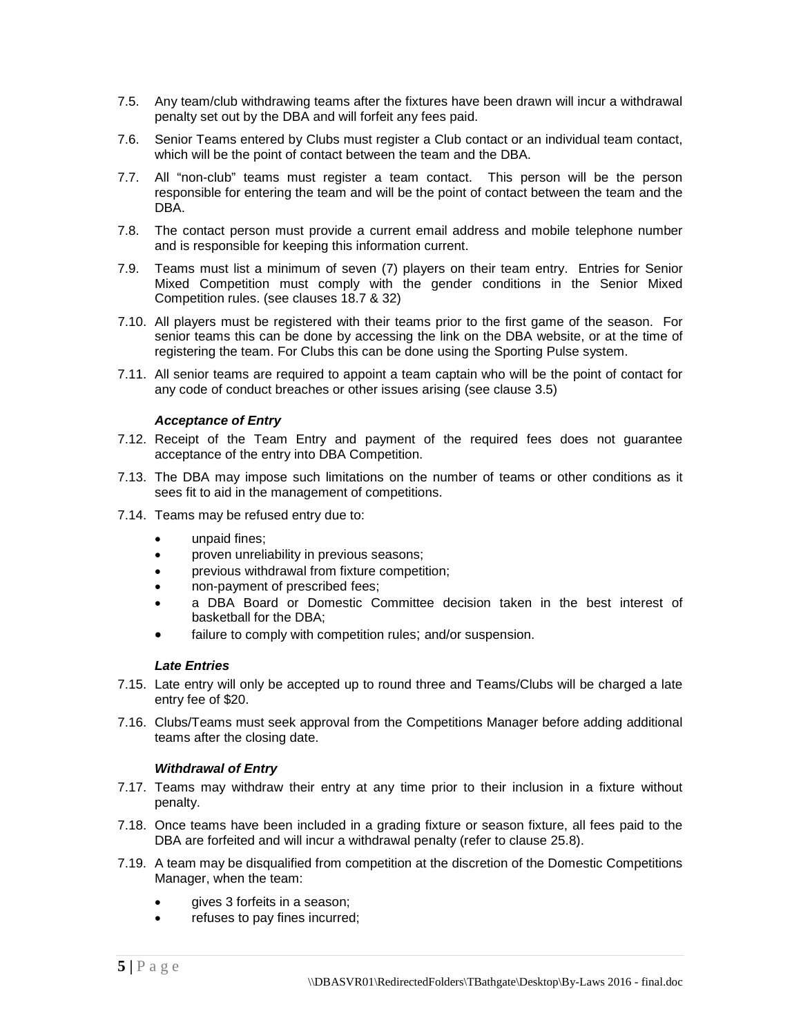7.5. Any team/club withdrawing teams after the fixtures have been drawn will incur a withdrawal penalty set out by the DBA and will forfeit any fees paid.

7.6. Senior Teams entered by Clubs must register a Club contact or an individual team contact, which will be the point of contact between the team and the DBA.

7.7. All "non-club" teams must register a team contact. This person will be the person responsible for entering the team and will be the point of contact between the team and the DBA.

7.8. The contact person must provide a current email address and mobile telephone number and is responsible for keeping this information current.

7.9. Teams must list a minimum of seven (7) players on their team entry. Entries for Senior Mixed Competition must comply with the gender conditions in the Senior Mixed Competition rules. (see clauses 18.7 & 32)

7.10. All players must be registered with their teams prior to the first game of the season. For senior teams this can be done by accessing the link on the DBA website, or at the time of registering the team. For Clubs this can be done using the Sporting Pulse system.

7.11. All senior teams are required to appoint a team captain who will be the point of contact for any code of conduct breaches or other issues arising (see clause 3.5)

***Acceptance of Entry***

7.12. Receipt of the Team Entry and payment of the required fees does not guarantee acceptance of the entry into DBA Competition.

7.13. The DBA may impose such limitations on the number of teams or other conditions as it sees fit to aid in the management of competitions.

7.14. Teams may be refused entry due to:

- unpaid fines;
- proven unreliability in previous seasons;
- previous withdrawal from fixture competition;
- non-payment of prescribed fees;
- a DBA Board or Domestic Committee decision taken in the best interest of basketball for the DBA;
- failure to comply with competition rules; and/or suspension.

***Late Entries***

7.15. Late entry will only be accepted up to round three and Teams/Clubs will be charged a late entry fee of $20.

7.16. Clubs/Teams must seek approval from the Competitions Manager before adding additional teams after the closing date.

***Withdrawal of Entry***

7.17. Teams may withdraw their entry at any time prior to their inclusion in a fixture without penalty.

7.18. Once teams have been included in a grading fixture or season fixture, all fees paid to the DBA are forfeited and will incur a withdrawal penalty (refer to clause 25.8).

7.19. A team may be disqualified from competition at the discretion of the Domestic Competitions Manager, when the team:

- gives 3 forfeits in a season;
- refuses to pay fines incurred;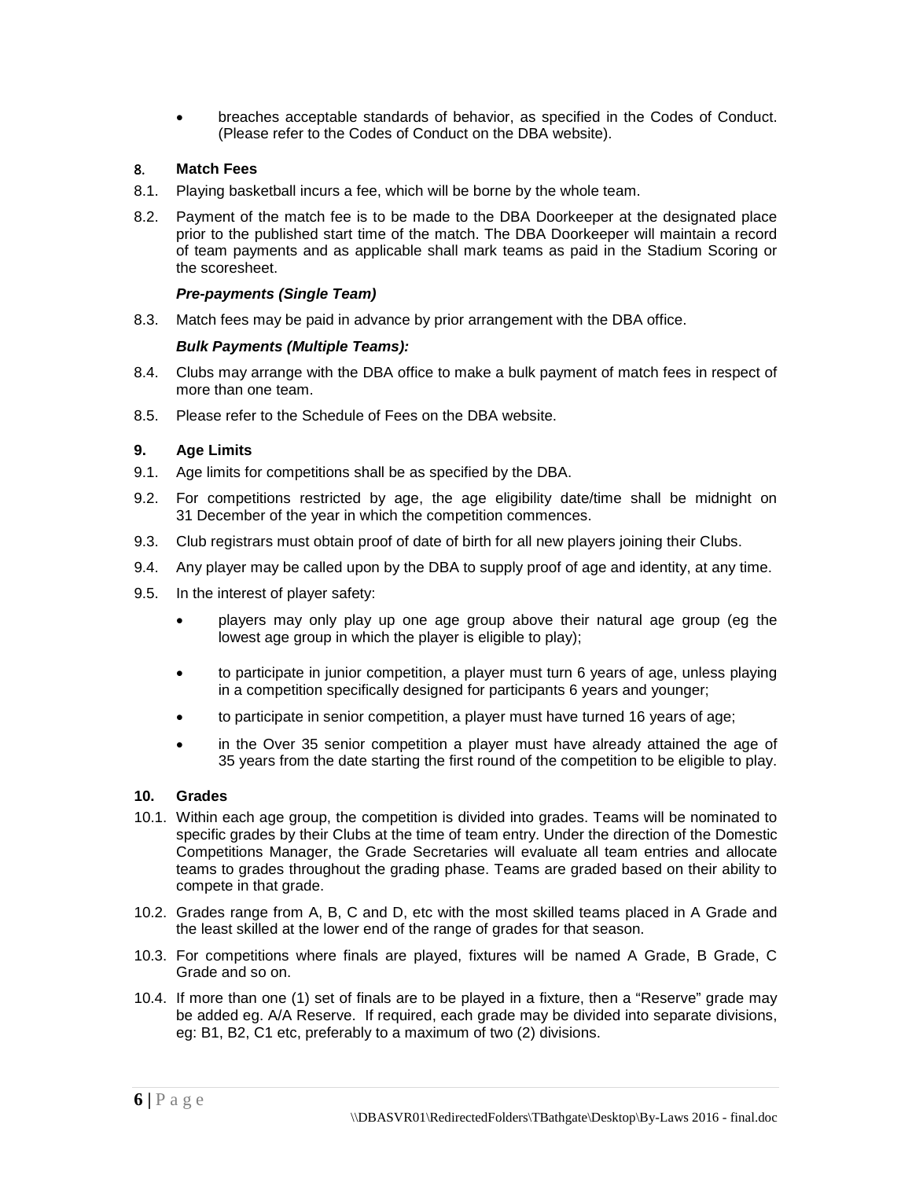- breaches acceptable standards of behavior, as specified in the Codes of Conduct. (Please refer to the Codes of Conduct on the DBA website).

## 8. Match Fees

8.1. Playing basketball incurs a fee, which will be borne by the whole team.

8.2. Payment of the match fee is to be made to the DBA Doorkeeper at the designated place prior to the published start time of the match. The DBA Doorkeeper will maintain a record of team payments and as applicable shall mark teams as paid in the Stadium Scoring or the scoresheet.

***Pre-payments (Single Team)***

8.3. Match fees may be paid in advance by prior arrangement with the DBA office.

***Bulk Payments (Multiple Teams):***

8.4. Clubs may arrange with the DBA office to make a bulk payment of match fees in respect of more than one team.

8.5. Please refer to the Schedule of Fees on the DBA website.

## 9. Age Limits

9.1. Age limits for competitions shall be as specified by the DBA.

9.2. For competitions restricted by age, the age eligibility date/time shall be midnight on 31 December of the year in which the competition commences.

9.3. Club registrars must obtain proof of date of birth for all new players joining their Clubs.

9.4. Any player may be called upon by the DBA to supply proof of age and identity, at any time.

9.5. In the interest of player safety:

- players may only play up one age group above their natural age group (eg the lowest age group in which the player is eligible to play);
- to participate in junior competition, a player must turn 6 years of age, unless playing in a competition specifically designed for participants 6 years and younger;
- to participate in senior competition, a player must have turned 16 years of age;
- in the Over 35 senior competition a player must have already attained the age of 35 years from the date starting the first round of the competition to be eligible to play.

## 10. Grades

10.1. Within each age group, the competition is divided into grades. Teams will be nominated to specific grades by their Clubs at the time of team entry. Under the direction of the Domestic Competitions Manager, the Grade Secretaries will evaluate all team entries and allocate teams to grades throughout the grading phase. Teams are graded based on their ability to compete in that grade.

10.2. Grades range from A, B, C and D, etc with the most skilled teams placed in A Grade and the least skilled at the lower end of the range of grades for that season.

10.3. For competitions where finals are played, fixtures will be named A Grade, B Grade, C Grade and so on.

10.4. If more than one (1) set of finals are to be played in a fixture, then a "Reserve" grade may be added eg. A/A Reserve. If required, each grade may be divided into separate divisions, eg: B1, B2, C1 etc, preferably to a maximum of two (2) divisions.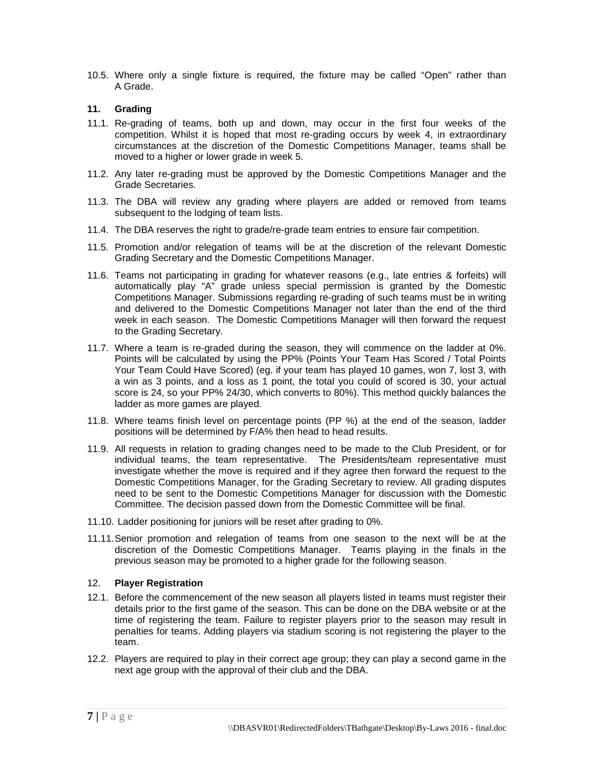10.5. Where only a single fixture is required, the fixture may be called "Open" rather than A Grade.

### 11. Grading

11.1. Re-grading of teams, both up and down, may occur in the first four weeks of the competition. Whilst it is hoped that most re-grading occurs by week 4, in extraordinary circumstances at the discretion of the Domestic Competitions Manager, teams shall be moved to a higher or lower grade in week 5.

11.2. Any later re-grading must be approved by the Domestic Competitions Manager and the Grade Secretaries.

11.3. The DBA will review any grading where players are added or removed from teams subsequent to the lodging of team lists.

11.4. The DBA reserves the right to grade/re-grade team entries to ensure fair competition.

11.5. Promotion and/or relegation of teams will be at the discretion of the relevant Domestic Grading Secretary and the Domestic Competitions Manager.

11.6. Teams not participating in grading for whatever reasons (e.g., late entries & forfeits) will automatically play "A" grade unless special permission is granted by the Domestic Competitions Manager. Submissions regarding re-grading of such teams must be in writing and delivered to the Domestic Competitions Manager not later than the end of the third week in each season. The Domestic Competitions Manager will then forward the request to the Grading Secretary.

11.7. Where a team is re-graded during the season, they will commence on the ladder at 0%. Points will be calculated by using the PP% (Points Your Team Has Scored / Total Points Your Team Could Have Scored) (eg. if your team has played 10 games, won 7, lost 3, with a win as 3 points, and a loss as 1 point, the total you could of scored is 30, your actual score is 24, so your PP% 24/30, which converts to 80%). This method quickly balances the ladder as more games are played.

11.8. Where teams finish level on percentage points (PP %) at the end of the season, ladder positions will be determined by F/A% then head to head results.

11.9. All requests in relation to grading changes need to be made to the Club President, or for individual teams, the team representative. The Presidents/team representative must investigate whether the move is required and if they agree then forward the request to the Domestic Competitions Manager, for the Grading Secretary to review. All grading disputes need to be sent to the Domestic Competitions Manager for discussion with the Domestic Committee. The decision passed down from the Domestic Committee will be final.

11.10. Ladder positioning for juniors will be reset after grading to 0%.

11.11. Senior promotion and relegation of teams from one season to the next will be at the discretion of the Domestic Competitions Manager. Teams playing in the finals in the previous season may be promoted to a higher grade for the following season.

### 12. Player Registration

12.1. Before the commencement of the new season all players listed in teams must register their details prior to the first game of the season. This can be done on the DBA website or at the time of registering the team. Failure to register players prior to the season may result in penalties for teams. Adding players via stadium scoring is not registering the player to the team.

12.2. Players are required to play in their correct age group; they can play a second game in the next age group with the approval of their club and the DBA.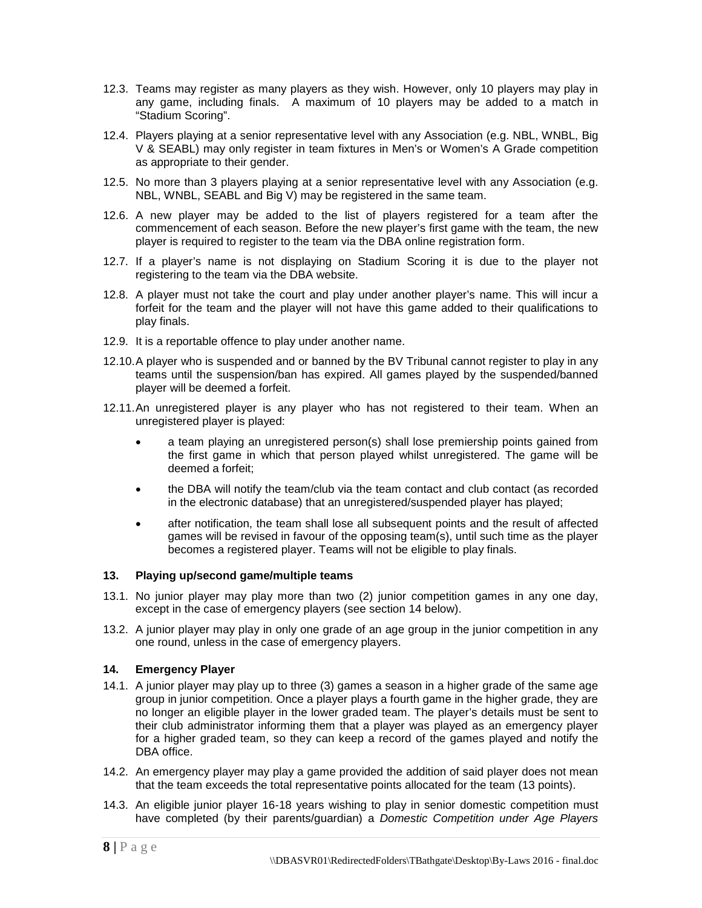12.3. Teams may register as many players as they wish. However, only 10 players may play in any game, including finals. A maximum of 10 players may be added to a match in "Stadium Scoring".

12.4. Players playing at a senior representative level with any Association (e.g. NBL, WNBL, Big V & SEABL) may only register in team fixtures in Men's or Women's A Grade competition as appropriate to their gender.

12.5. No more than 3 players playing at a senior representative level with any Association (e.g. NBL, WNBL, SEABL and Big V) may be registered in the same team.

12.6. A new player may be added to the list of players registered for a team after the commencement of each season. Before the new player's first game with the team, the new player is required to register to the team via the DBA online registration form.

12.7. If a player's name is not displaying on Stadium Scoring it is due to the player not registering to the team via the DBA website.

12.8. A player must not take the court and play under another player's name. This will incur a forfeit for the team and the player will not have this game added to their qualifications to play finals.

12.9. It is a reportable offence to play under another name.

12.10. A player who is suspended and or banned by the BV Tribunal cannot register to play in any teams until the suspension/ban has expired. All games played by the suspended/banned player will be deemed a forfeit.

12.11. An unregistered player is any player who has not registered to their team. When an unregistered player is played:

- a team playing an unregistered person(s) shall lose premiership points gained from the first game in which that person played whilst unregistered. The game will be deemed a forfeit;
- the DBA will notify the team/club via the team contact and club contact (as recorded in the electronic database) that an unregistered/suspended player has played;
- after notification, the team shall lose all subsequent points and the result of affected games will be revised in favour of the opposing team(s), until such time as the player becomes a registered player. Teams will not be eligible to play finals.

## 13. Playing up/second game/multiple teams

13.1. No junior player may play more than two (2) junior competition games in any one day, except in the case of emergency players (see section 14 below).

13.2. A junior player may play in only one grade of an age group in the junior competition in any one round, unless in the case of emergency players.

## 14. Emergency Player

14.1. A junior player may play up to three (3) games a season in a higher grade of the same age group in junior competition. Once a player plays a fourth game in the higher grade, they are no longer an eligible player in the lower graded team. The player's details must be sent to their club administrator informing them that a player was played as an emergency player for a higher graded team, so they can keep a record of the games played and notify the DBA office.

14.2. An emergency player may play a game provided the addition of said player does not mean that the team exceeds the total representative points allocated for the team (13 points).

14.3. An eligible junior player 16-18 years wishing to play in senior domestic competition must have completed (by their parents/guardian) a *Domestic Competition under Age Players*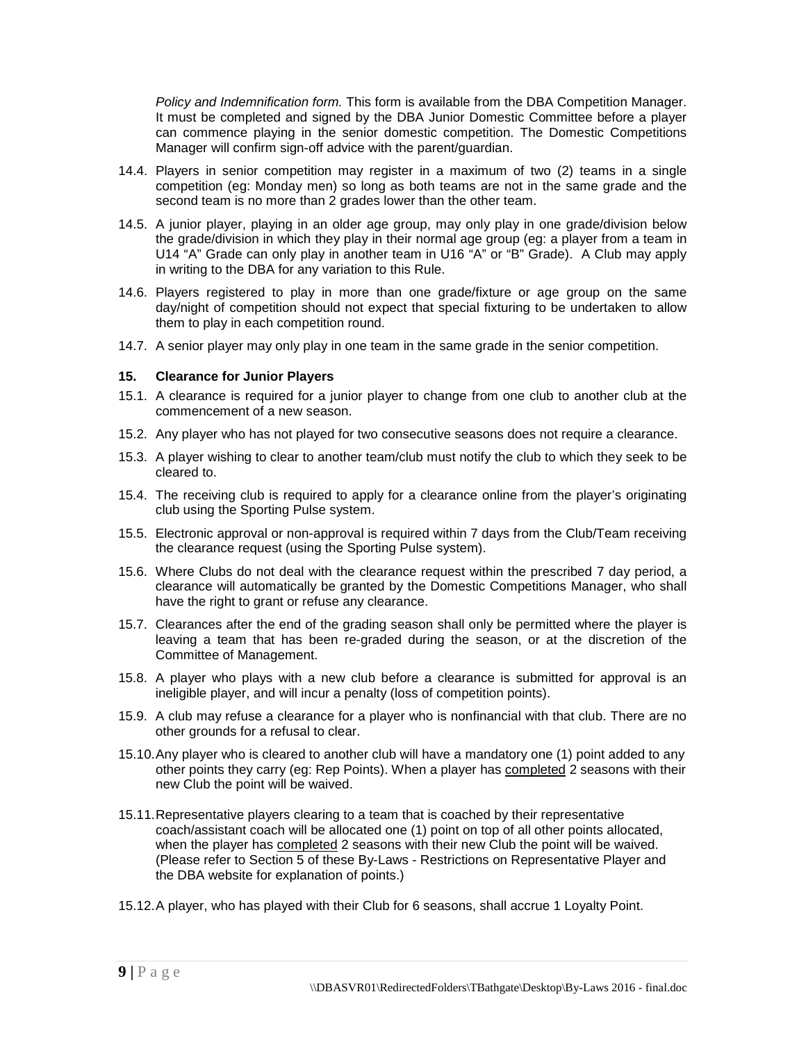*Policy and Indemnification form.* This form is available from the DBA Competition Manager. It must be completed and signed by the DBA Junior Domestic Committee before a player can commence playing in the senior domestic competition. The Domestic Competitions Manager will confirm sign-off advice with the parent/guardian.

14.4. Players in senior competition may register in a maximum of two (2) teams in a single competition (eg: Monday men) so long as both teams are not in the same grade and the second team is no more than 2 grades lower than the other team.

14.5. A junior player, playing in an older age group, may only play in one grade/division below the grade/division in which they play in their normal age group (eg: a player from a team in U14 "A" Grade can only play in another team in U16 "A" or "B" Grade). A Club may apply in writing to the DBA for any variation to this Rule.

14.6. Players registered to play in more than one grade/fixture or age group on the same day/night of competition should not expect that special fixturing to be undertaken to allow them to play in each competition round.

14.7. A senior player may only play in one team in the same grade in the senior competition.

### 15. Clearance for Junior Players

15.1. A clearance is required for a junior player to change from one club to another club at the commencement of a new season.

15.2. Any player who has not played for two consecutive seasons does not require a clearance.

15.3. A player wishing to clear to another team/club must notify the club to which they seek to be cleared to.

15.4. The receiving club is required to apply for a clearance online from the player's originating club using the Sporting Pulse system.

15.5. Electronic approval or non-approval is required within 7 days from the Club/Team receiving the clearance request (using the Sporting Pulse system).

15.6. Where Clubs do not deal with the clearance request within the prescribed 7 day period, a clearance will automatically be granted by the Domestic Competitions Manager, who shall have the right to grant or refuse any clearance.

15.7. Clearances after the end of the grading season shall only be permitted where the player is leaving a team that has been re-graded during the season, or at the discretion of the Committee of Management.

15.8. A player who plays with a new club before a clearance is submitted for approval is an ineligible player, and will incur a penalty (loss of competition points).

15.9. A club may refuse a clearance for a player who is nonfinancial with that club. There are no other grounds for a refusal to clear.

15.10. Any player who is cleared to another club will have a mandatory one (1) point added to any other points they carry (eg: Rep Points). When a player has <u>completed</u> 2 seasons with their new Club the point will be waived.

15.11. Representative players clearing to a team that is coached by their representative coach/assistant coach will be allocated one (1) point on top of all other points allocated, when the player has <u>completed</u> 2 seasons with their new Club the point will be waived. (Please refer to Section 5 of these By-Laws - Restrictions on Representative Player and the DBA website for explanation of points.)

15.12. A player, who has played with their Club for 6 seasons, shall accrue 1 Loyalty Point.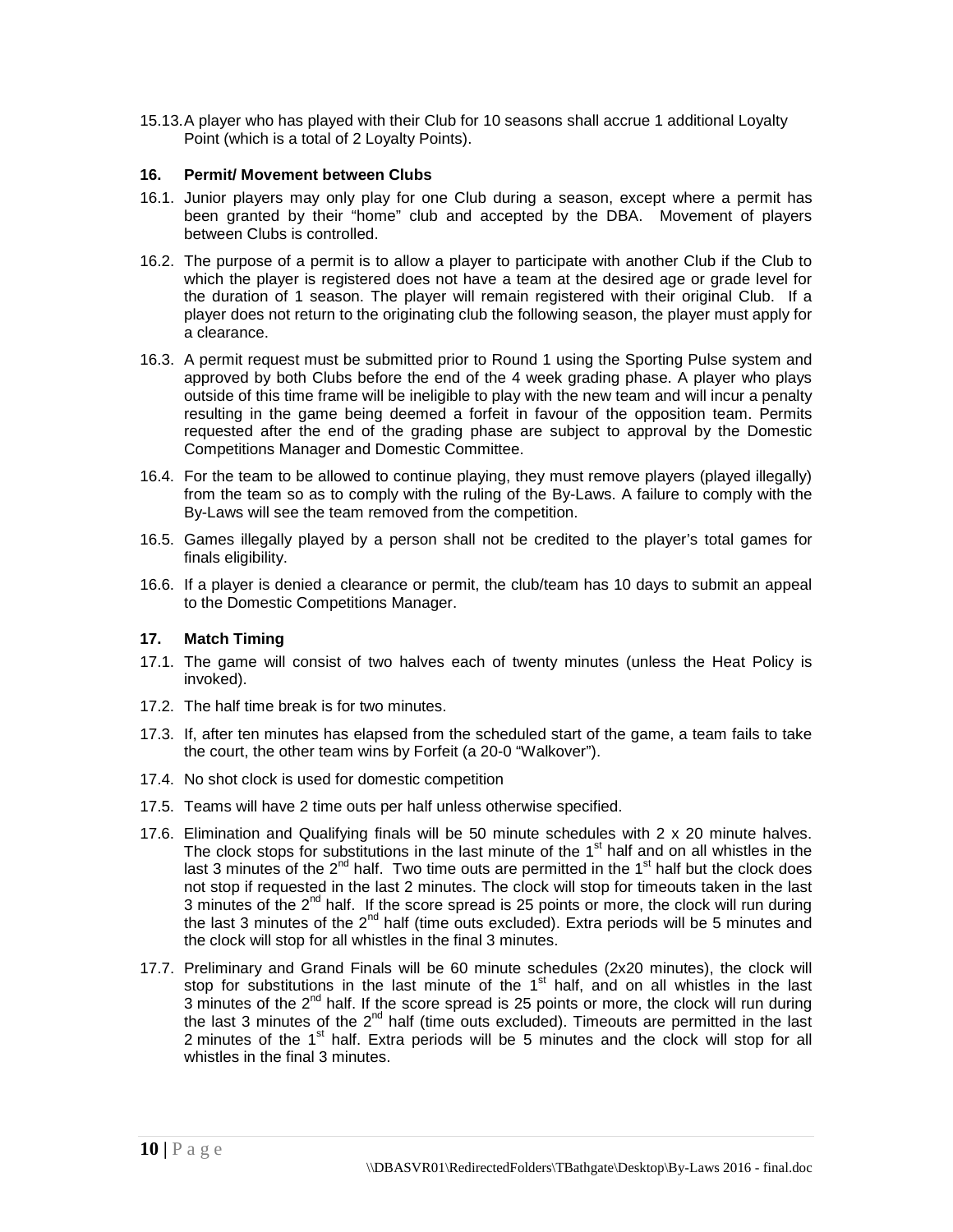15.13. A player who has played with their Club for 10 seasons shall accrue 1 additional Loyalty Point (which is a total of 2 Loyalty Points).

### 16. Permit/ Movement between Clubs

16.1. Junior players may only play for one Club during a season, except where a permit has been granted by their "home" club and accepted by the DBA. Movement of players between Clubs is controlled.

16.2. The purpose of a permit is to allow a player to participate with another Club if the Club to which the player is registered does not have a team at the desired age or grade level for the duration of 1 season. The player will remain registered with their original Club. If a player does not return to the originating club the following season, the player must apply for a clearance.

16.3. A permit request must be submitted prior to Round 1 using the Sporting Pulse system and approved by both Clubs before the end of the 4 week grading phase. A player who plays outside of this time frame will be ineligible to play with the new team and will incur a penalty resulting in the game being deemed a forfeit in favour of the opposition team. Permits requested after the end of the grading phase are subject to approval by the Domestic Competitions Manager and Domestic Committee.

16.4. For the team to be allowed to continue playing, they must remove players (played illegally) from the team so as to comply with the ruling of the By-Laws. A failure to comply with the By-Laws will see the team removed from the competition.

16.5. Games illegally played by a person shall not be credited to the player's total games for finals eligibility.

16.6. If a player is denied a clearance or permit, the club/team has 10 days to submit an appeal to the Domestic Competitions Manager.

### 17. Match Timing

17.1. The game will consist of two halves each of twenty minutes (unless the Heat Policy is invoked).

17.2. The half time break is for two minutes.

17.3. If, after ten minutes has elapsed from the scheduled start of the game, a team fails to take the court, the other team wins by Forfeit (a 20-0 "Walkover").

17.4. No shot clock is used for domestic competition

17.5. Teams will have 2 time outs per half unless otherwise specified.

17.6. Elimination and Qualifying finals will be 50 minute schedules with 2 x 20 minute halves. The clock stops for substitutions in the last minute of the 1st half and on all whistles in the last 3 minutes of the 2nd half. Two time outs are permitted in the 1st half but the clock does not stop if requested in the last 2 minutes. The clock will stop for timeouts taken in the last 3 minutes of the 2nd half. If the score spread is 25 points or more, the clock will run during the last 3 minutes of the 2nd half (time outs excluded). Extra periods will be 5 minutes and the clock will stop for all whistles in the final 3 minutes.

17.7. Preliminary and Grand Finals will be 60 minute schedules (2x20 minutes), the clock will stop for substitutions in the last minute of the 1st half, and on all whistles in the last 3 minutes of the 2nd half. If the score spread is 25 points or more, the clock will run during the last 3 minutes of the 2nd half (time outs excluded). Timeouts are permitted in the last 2 minutes of the 1st half. Extra periods will be 5 minutes and the clock will stop for all whistles in the final 3 minutes.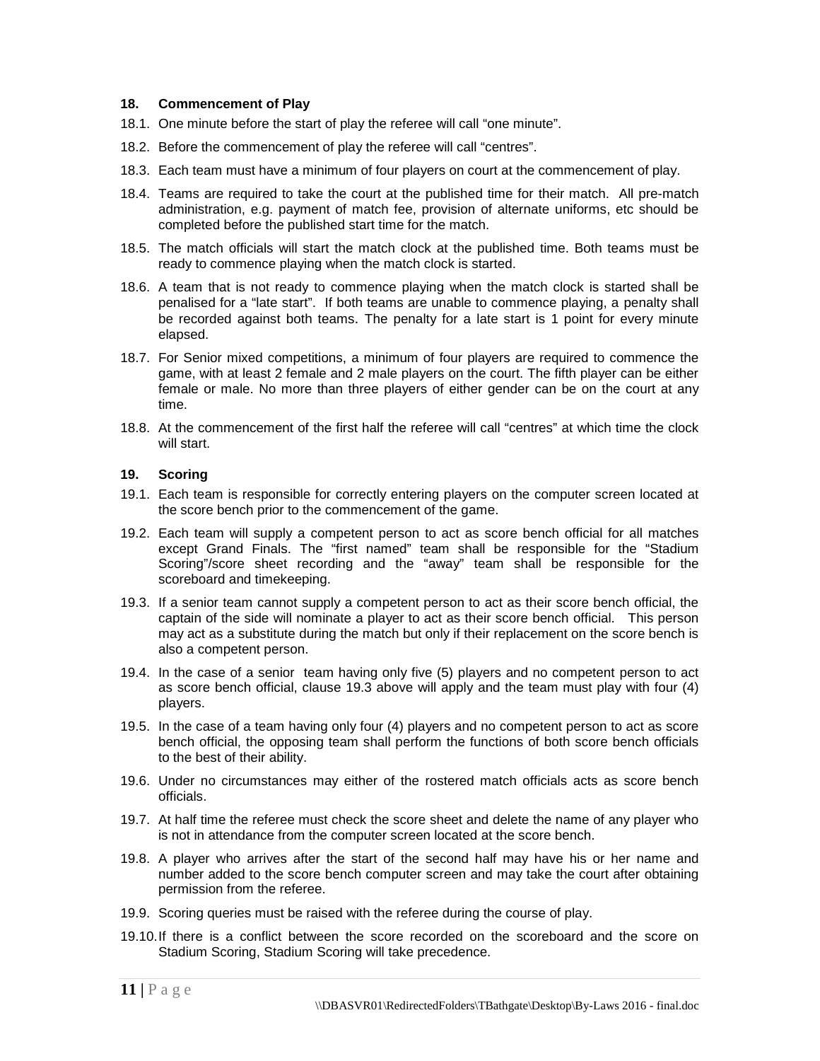## 18. Commencement of Play

18.1. One minute before the start of play the referee will call "one minute".

18.2. Before the commencement of play the referee will call "centres".

18.3. Each team must have a minimum of four players on court at the commencement of play.

18.4. Teams are required to take the court at the published time for their match. All pre-match administration, e.g. payment of match fee, provision of alternate uniforms, etc should be completed before the published start time for the match.

18.5. The match officials will start the match clock at the published time. Both teams must be ready to commence playing when the match clock is started.

18.6. A team that is not ready to commence playing when the match clock is started shall be penalised for a "late start". If both teams are unable to commence playing, a penalty shall be recorded against both teams. The penalty for a late start is 1 point for every minute elapsed.

18.7. For Senior mixed competitions, a minimum of four players are required to commence the game, with at least 2 female and 2 male players on the court. The fifth player can be either female or male. No more than three players of either gender can be on the court at any time.

18.8. At the commencement of the first half the referee will call "centres" at which time the clock will start.

## 19. Scoring

19.1. Each team is responsible for correctly entering players on the computer screen located at the score bench prior to the commencement of the game.

19.2. Each team will supply a competent person to act as score bench official for all matches except Grand Finals. The "first named" team shall be responsible for the "Stadium Scoring"/score sheet recording and the "away" team shall be responsible for the scoreboard and timekeeping.

19.3. If a senior team cannot supply a competent person to act as their score bench official, the captain of the side will nominate a player to act as their score bench official. This person may act as a substitute during the match but only if their replacement on the score bench is also a competent person.

19.4. In the case of a senior team having only five (5) players and no competent person to act as score bench official, clause 19.3 above will apply and the team must play with four (4) players.

19.5. In the case of a team having only four (4) players and no competent person to act as score bench official, the opposing team shall perform the functions of both score bench officials to the best of their ability.

19.6. Under no circumstances may either of the rostered match officials acts as score bench officials.

19.7. At half time the referee must check the score sheet and delete the name of any player who is not in attendance from the computer screen located at the score bench.

19.8. A player who arrives after the start of the second half may have his or her name and number added to the score bench computer screen and may take the court after obtaining permission from the referee.

19.9. Scoring queries must be raised with the referee during the course of play.

19.10. If there is a conflict between the score recorded on the scoreboard and the score on Stadium Scoring, Stadium Scoring will take precedence.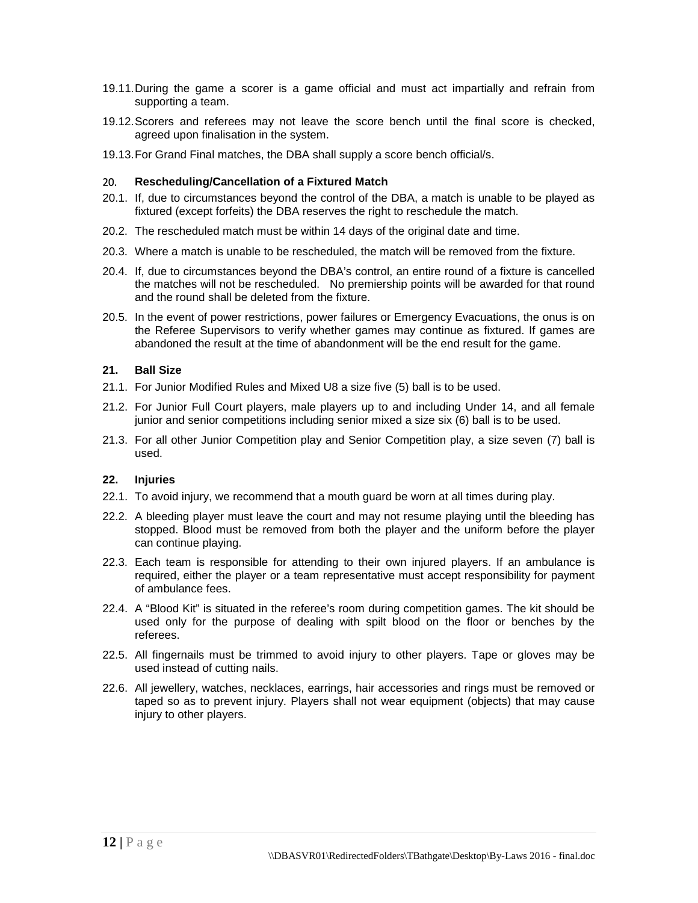19.11. During the game a scorer is a game official and must act impartially and refrain from supporting a team.

19.12. Scorers and referees may not leave the score bench until the final score is checked, agreed upon finalisation in the system.

19.13. For Grand Final matches, the DBA shall supply a score bench official/s.

## 20. Rescheduling/Cancellation of a Fixtured Match

20.1. If, due to circumstances beyond the control of the DBA, a match is unable to be played as fixtured (except forfeits) the DBA reserves the right to reschedule the match.

20.2. The rescheduled match must be within 14 days of the original date and time.

20.3. Where a match is unable to be rescheduled, the match will be removed from the fixture.

20.4. If, due to circumstances beyond the DBA's control, an entire round of a fixture is cancelled the matches will not be rescheduled. No premiership points will be awarded for that round and the round shall be deleted from the fixture.

20.5. In the event of power restrictions, power failures or Emergency Evacuations, the onus is on the Referee Supervisors to verify whether games may continue as fixtured. If games are abandoned the result at the time of abandonment will be the end result for the game.

## 21. Ball Size

21.1. For Junior Modified Rules and Mixed U8 a size five (5) ball is to be used.

21.2. For Junior Full Court players, male players up to and including Under 14, and all female junior and senior competitions including senior mixed a size six (6) ball is to be used.

21.3. For all other Junior Competition play and Senior Competition play, a size seven (7) ball is used.

## 22. Injuries

22.1. To avoid injury, we recommend that a mouth guard be worn at all times during play.

22.2. A bleeding player must leave the court and may not resume playing until the bleeding has stopped. Blood must be removed from both the player and the uniform before the player can continue playing.

22.3. Each team is responsible for attending to their own injured players. If an ambulance is required, either the player or a team representative must accept responsibility for payment of ambulance fees.

22.4. A "Blood Kit" is situated in the referee's room during competition games. The kit should be used only for the purpose of dealing with spilt blood on the floor or benches by the referees.

22.5. All fingernails must be trimmed to avoid injury to other players. Tape or gloves may be used instead of cutting nails.

22.6. All jewellery, watches, necklaces, earrings, hair accessories and rings must be removed or taped so as to prevent injury. Players shall not wear equipment (objects) that may cause injury to other players.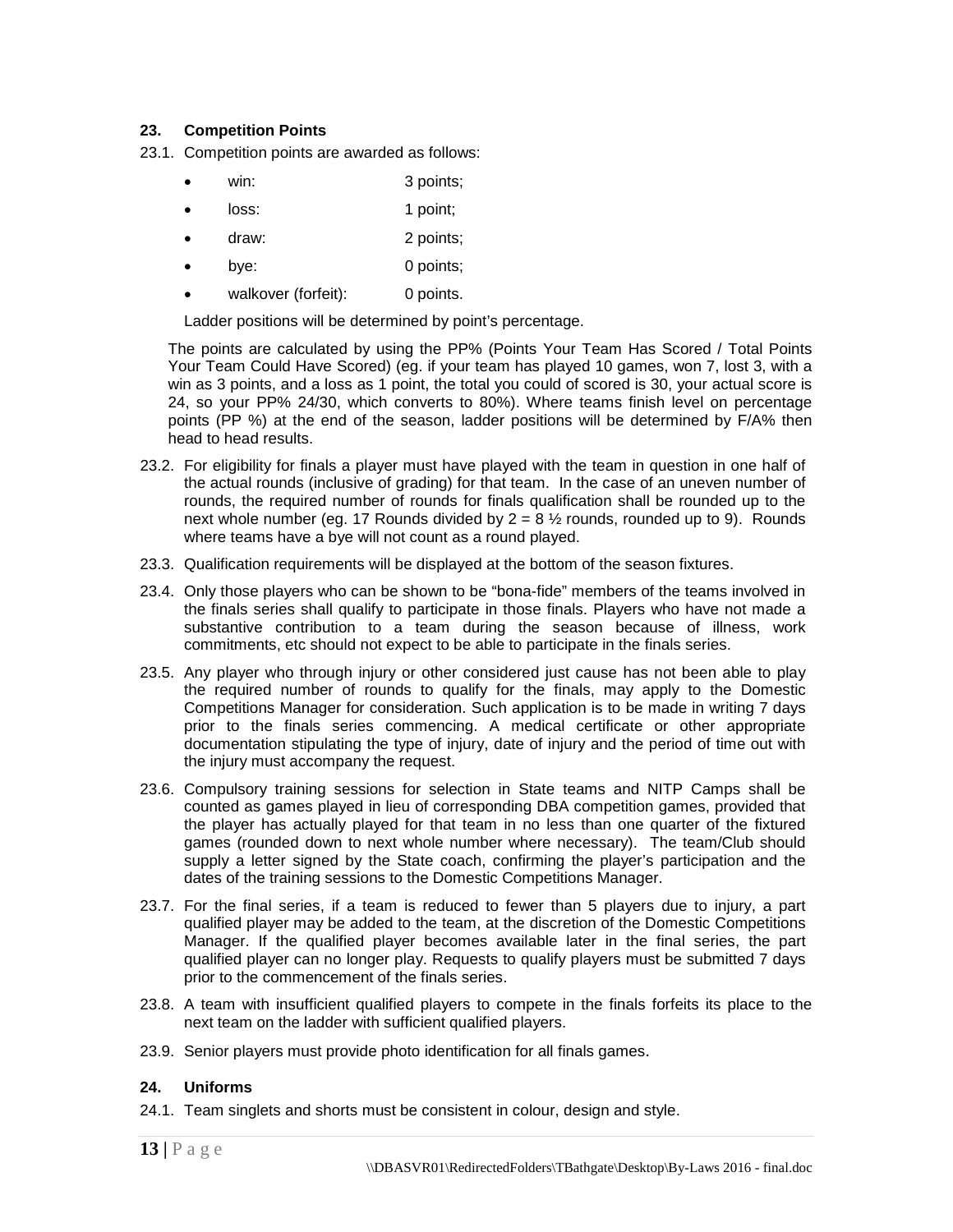## 23. Competition Points

23.1. Competition points are awarded as follows:

- win: 3 points;
- loss: 1 point;
- draw: 2 points;
- bye: 0 points;
- walkover (forfeit): 0 points.

Ladder positions will be determined by point's percentage.

The points are calculated by using the PP% (Points Your Team Has Scored / Total Points Your Team Could Have Scored) (eg. if your team has played 10 games, won 7, lost 3, with a win as 3 points, and a loss as 1 point, the total you could of scored is 30, your actual score is 24, so your PP% 24/30, which converts to 80%). Where teams finish level on percentage points (PP %) at the end of the season, ladder positions will be determined by F/A% then head to head results.

23.2. For eligibility for finals a player must have played with the team in question in one half of the actual rounds (inclusive of grading) for that team. In the case of an uneven number of rounds, the required number of rounds for finals qualification shall be rounded up to the next whole number (eg. 17 Rounds divided by 2 = 8 ½ rounds, rounded up to 9). Rounds where teams have a bye will not count as a round played.

23.3. Qualification requirements will be displayed at the bottom of the season fixtures.

23.4. Only those players who can be shown to be "bona-fide" members of the teams involved in the finals series shall qualify to participate in those finals. Players who have not made a substantive contribution to a team during the season because of illness, work commitments, etc should not expect to be able to participate in the finals series.

23.5. Any player who through injury or other considered just cause has not been able to play the required number of rounds to qualify for the finals, may apply to the Domestic Competitions Manager for consideration. Such application is to be made in writing 7 days prior to the finals series commencing. A medical certificate or other appropriate documentation stipulating the type of injury, date of injury and the period of time out with the injury must accompany the request.

23.6. Compulsory training sessions for selection in State teams and NITP Camps shall be counted as games played in lieu of corresponding DBA competition games, provided that the player has actually played for that team in no less than one quarter of the fixtured games (rounded down to next whole number where necessary). The team/Club should supply a letter signed by the State coach, confirming the player's participation and the dates of the training sessions to the Domestic Competitions Manager.

23.7. For the final series, if a team is reduced to fewer than 5 players due to injury, a part qualified player may be added to the team, at the discretion of the Domestic Competitions Manager. If the qualified player becomes available later in the final series, the part qualified player can no longer play. Requests to qualify players must be submitted 7 days prior to the commencement of the finals series.

23.8. A team with insufficient qualified players to compete in the finals forfeits its place to the next team on the ladder with sufficient qualified players.

23.9. Senior players must provide photo identification for all finals games.

## 24. Uniforms

24.1. Team singlets and shorts must be consistent in colour, design and style.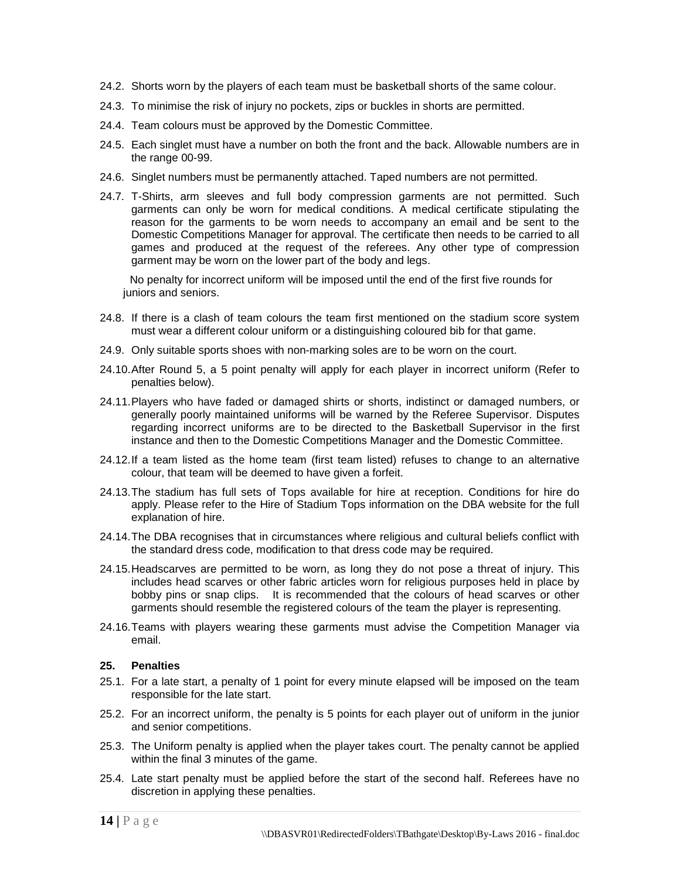24.2. Shorts worn by the players of each team must be basketball shorts of the same colour.

24.3. To minimise the risk of injury no pockets, zips or buckles in shorts are permitted.

24.4. Team colours must be approved by the Domestic Committee.

24.5. Each singlet must have a number on both the front and the back. Allowable numbers are in the range 00-99.

24.6. Singlet numbers must be permanently attached. Taped numbers are not permitted.

24.7. T-Shirts, arm sleeves and full body compression garments are not permitted. Such garments can only be worn for medical conditions. A medical certificate stipulating the reason for the garments to be worn needs to accompany an email and be sent to the Domestic Competitions Manager for approval. The certificate then needs to be carried to all games and produced at the request of the referees. Any other type of compression garment may be worn on the lower part of the body and legs.

No penalty for incorrect uniform will be imposed until the end of the first five rounds for juniors and seniors.

24.8. If there is a clash of team colours the team first mentioned on the stadium score system must wear a different colour uniform or a distinguishing coloured bib for that game.

24.9. Only suitable sports shoes with non-marking soles are to be worn on the court.

24.10. After Round 5, a 5 point penalty will apply for each player in incorrect uniform (Refer to penalties below).

24.11. Players who have faded or damaged shirts or shorts, indistinct or damaged numbers, or generally poorly maintained uniforms will be warned by the Referee Supervisor. Disputes regarding incorrect uniforms are to be directed to the Basketball Supervisor in the first instance and then to the Domestic Competitions Manager and the Domestic Committee.

24.12. If a team listed as the home team (first team listed) refuses to change to an alternative colour, that team will be deemed to have given a forfeit.

24.13. The stadium has full sets of Tops available for hire at reception. Conditions for hire do apply. Please refer to the Hire of Stadium Tops information on the DBA website for the full explanation of hire.

24.14. The DBA recognises that in circumstances where religious and cultural beliefs conflict with the standard dress code, modification to that dress code may be required.

24.15. Headscarves are permitted to be worn, as long they do not pose a threat of injury. This includes head scarves or other fabric articles worn for religious purposes held in place by bobby pins or snap clips. It is recommended that the colours of head scarves or other garments should resemble the registered colours of the team the player is representing.

24.16. Teams with players wearing these garments must advise the Competition Manager via email.

## 25. Penalties

25.1. For a late start, a penalty of 1 point for every minute elapsed will be imposed on the team responsible for the late start.

25.2. For an incorrect uniform, the penalty is 5 points for each player out of uniform in the junior and senior competitions.

25.3. The Uniform penalty is applied when the player takes court. The penalty cannot be applied within the final 3 minutes of the game.

25.4. Late start penalty must be applied before the start of the second half. Referees have no discretion in applying these penalties.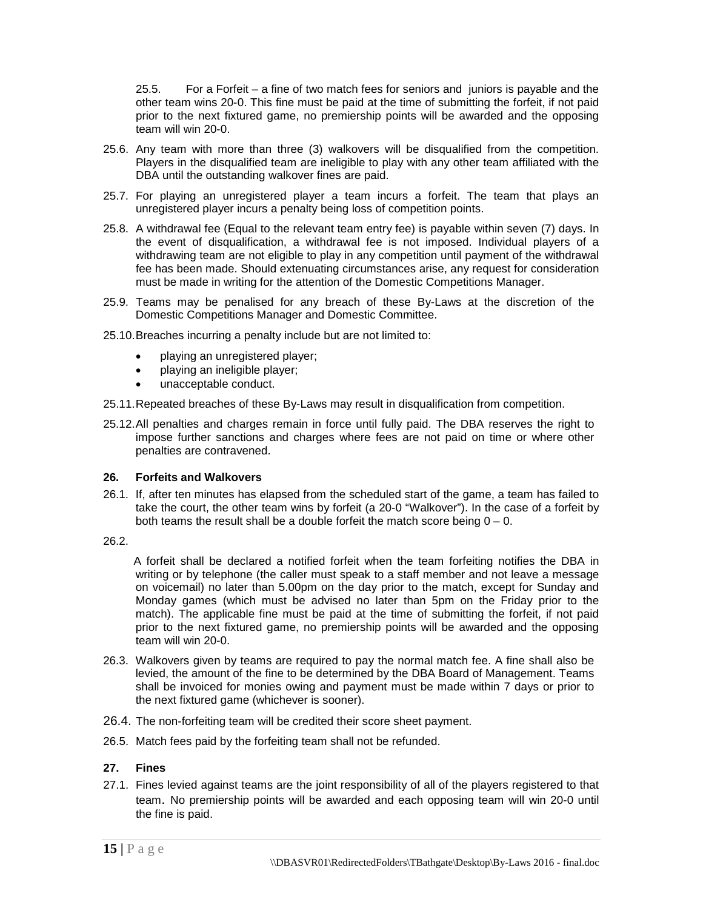25.5. For a Forfeit – a fine of two match fees for seniors and juniors is payable and the other team wins 20-0. This fine must be paid at the time of submitting the forfeit, if not paid prior to the next fixtured game, no premiership points will be awarded and the opposing team will win 20-0.

25.6. Any team with more than three (3) walkovers will be disqualified from the competition. Players in the disqualified team are ineligible to play with any other team affiliated with the DBA until the outstanding walkover fines are paid.

25.7. For playing an unregistered player a team incurs a forfeit. The team that plays an unregistered player incurs a penalty being loss of competition points.

25.8. A withdrawal fee (Equal to the relevant team entry fee) is payable within seven (7) days. In the event of disqualification, a withdrawal fee is not imposed. Individual players of a withdrawing team are not eligible to play in any competition until payment of the withdrawal fee has been made. Should extenuating circumstances arise, any request for consideration must be made in writing for the attention of the Domestic Competitions Manager.

25.9. Teams may be penalised for any breach of these By-Laws at the discretion of the Domestic Competitions Manager and Domestic Committee.

25.10. Breaches incurring a penalty include but are not limited to:

- playing an unregistered player;
- playing an ineligible player;
- unacceptable conduct.

25.11. Repeated breaches of these By-Laws may result in disqualification from competition.

25.12. All penalties and charges remain in force until fully paid. The DBA reserves the right to impose further sanctions and charges where fees are not paid on time or where other penalties are contravened.

**26. Forfeits and Walkovers**

26.1. If, after ten minutes has elapsed from the scheduled start of the game, a team has failed to take the court, the other team wins by forfeit (a 20-0 "Walkover"). In the case of a forfeit by both teams the result shall be a double forfeit the match score being 0 – 0.

26.2.

A forfeit shall be declared a notified forfeit when the team forfeiting notifies the DBA in writing or by telephone (the caller must speak to a staff member and not leave a message on voicemail) no later than 5.00pm on the day prior to the match, except for Sunday and Monday games (which must be advised no later than 5pm on the Friday prior to the match). The applicable fine must be paid at the time of submitting the forfeit, if not paid prior to the next fixtured game, no premiership points will be awarded and the opposing team will win 20-0.

26.3. Walkovers given by teams are required to pay the normal match fee. A fine shall also be levied, the amount of the fine to be determined by the DBA Board of Management. Teams shall be invoiced for monies owing and payment must be made within 7 days or prior to the next fixtured game (whichever is sooner).

26.4. The non-forfeiting team will be credited their score sheet payment.

26.5. Match fees paid by the forfeiting team shall not be refunded.

**27. Fines**

27.1. Fines levied against teams are the joint responsibility of all of the players registered to that team. No premiership points will be awarded and each opposing team will win 20-0 until the fine is paid.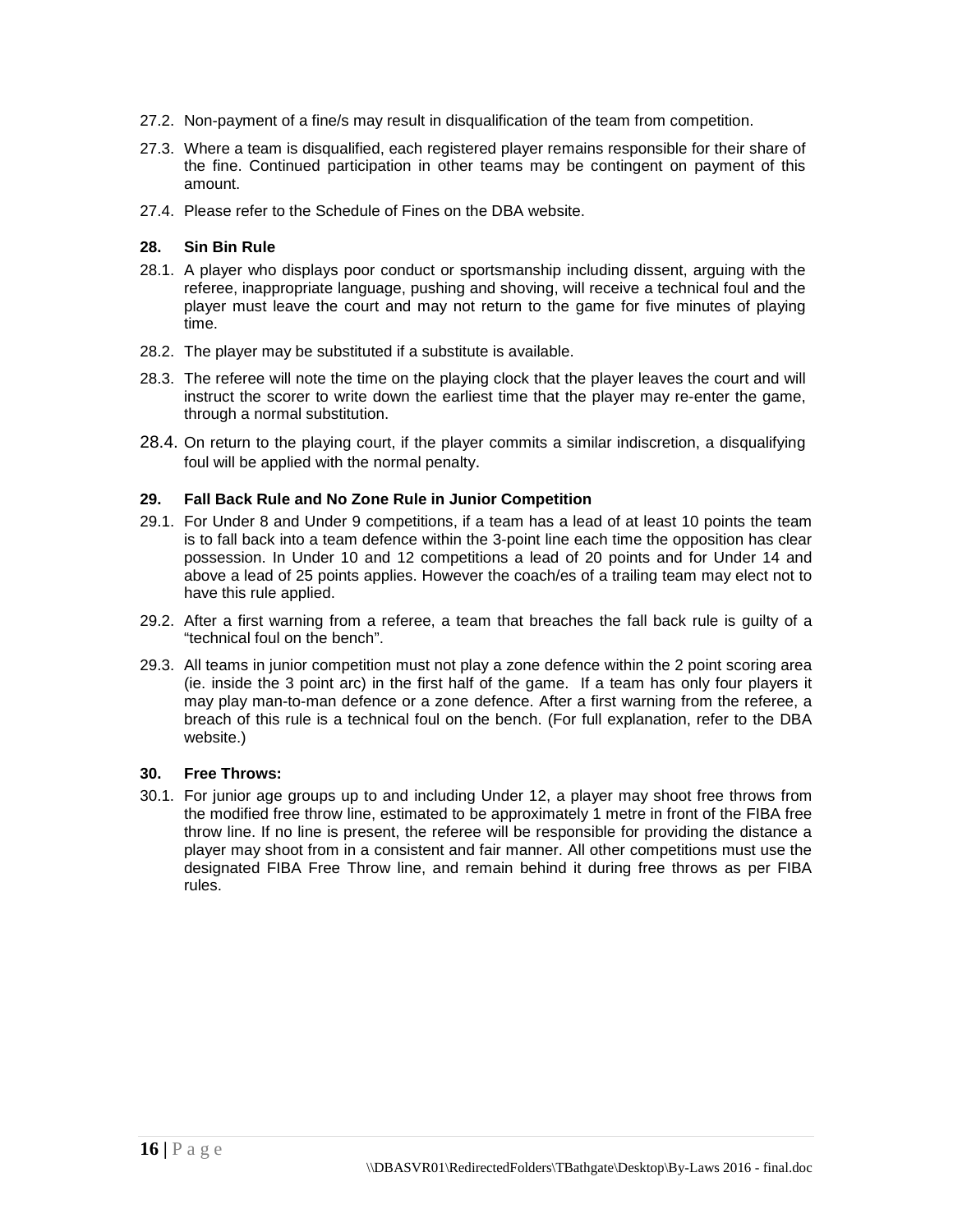27.2. Non-payment of a fine/s may result in disqualification of the team from competition.

27.3. Where a team is disqualified, each registered player remains responsible for their share of the fine. Continued participation in other teams may be contingent on payment of this amount.

27.4. Please refer to the Schedule of Fines on the DBA website.

### 28. Sin Bin Rule

28.1. A player who displays poor conduct or sportsmanship including dissent, arguing with the referee, inappropriate language, pushing and shoving, will receive a technical foul and the player must leave the court and may not return to the game for five minutes of playing time.

28.2. The player may be substituted if a substitute is available.

28.3. The referee will note the time on the playing clock that the player leaves the court and will instruct the scorer to write down the earliest time that the player may re-enter the game, through a normal substitution.

28.4. On return to the playing court, if the player commits a similar indiscretion, a disqualifying foul will be applied with the normal penalty.

### 29. Fall Back Rule and No Zone Rule in Junior Competition

29.1. For Under 8 and Under 9 competitions, if a team has a lead of at least 10 points the team is to fall back into a team defence within the 3-point line each time the opposition has clear possession. In Under 10 and 12 competitions a lead of 20 points and for Under 14 and above a lead of 25 points applies. However the coach/es of a trailing team may elect not to have this rule applied.

29.2. After a first warning from a referee, a team that breaches the fall back rule is guilty of a "technical foul on the bench".

29.3. All teams in junior competition must not play a zone defence within the 2 point scoring area (ie. inside the 3 point arc) in the first half of the game. If a team has only four players it may play man-to-man defence or a zone defence. After a first warning from the referee, a breach of this rule is a technical foul on the bench. (For full explanation, refer to the DBA website.)

### 30. Free Throws:

30.1. For junior age groups up to and including Under 12, a player may shoot free throws from the modified free throw line, estimated to be approximately 1 metre in front of the FIBA free throw line. If no line is present, the referee will be responsible for providing the distance a player may shoot from in a consistent and fair manner. All other competitions must use the designated FIBA Free Throw line, and remain behind it during free throws as per FIBA rules.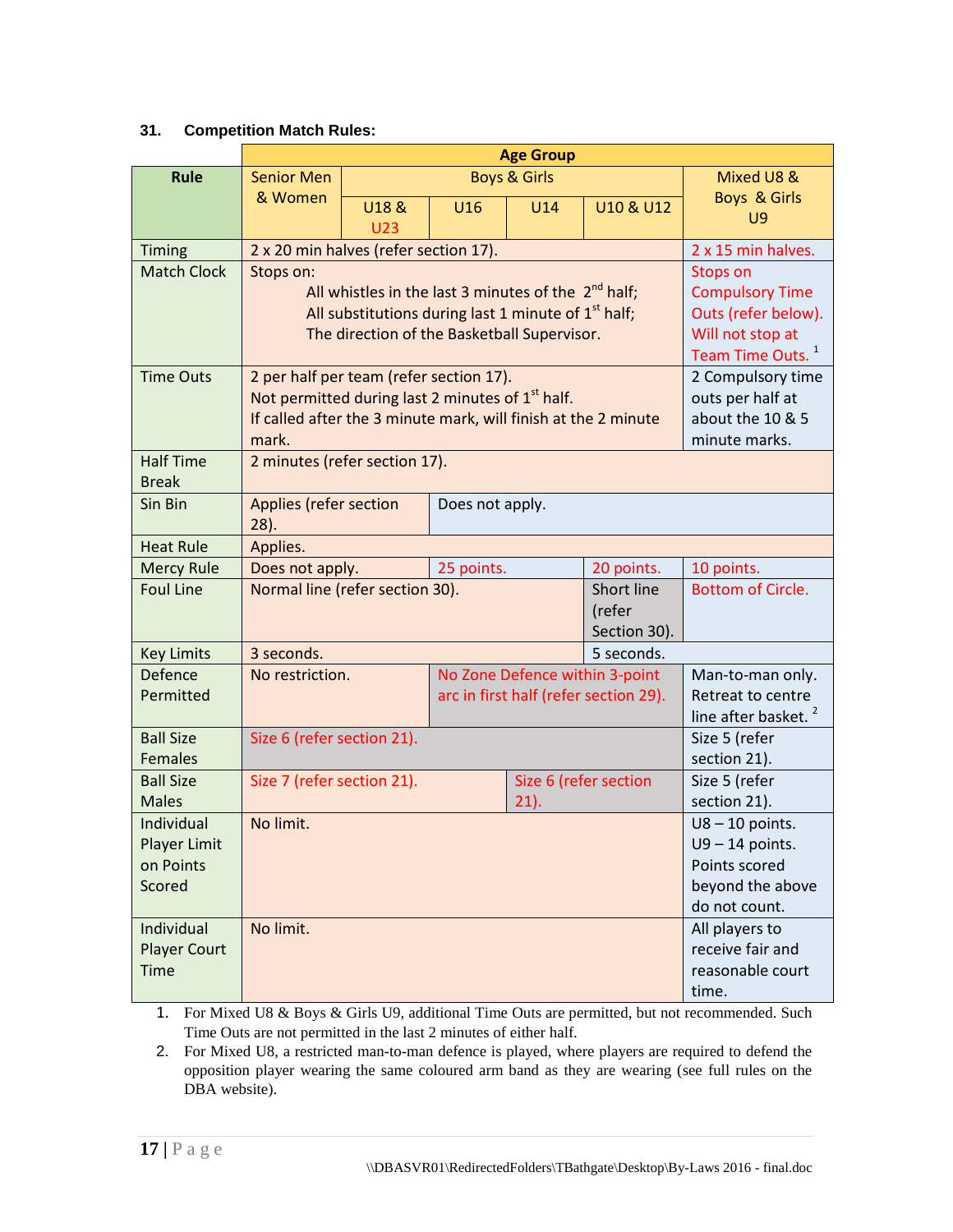### 31. Competition Match Rules:

| Rule | Age Group | | | | | |
|---|---|---|---|---|---|---|
| | Senior Men & Women | Boys & Girls | | | | Mixed U8 & Boys & Girls U9 |
| | | U18 & U23 | U16 | U14 | U10 & U12 | |
| Timing | 2 x 20 min halves (refer section 17). | | | | | 2 x 15 min halves. |
| Match Clock | Stops on: All whistles in the last 3 minutes of the 2nd half; All substitutions during last 1 minute of 1st half; The direction of the Basketball Supervisor. | | | | | Stops on Compulsory Time Outs (refer below). Will not stop at Team Time Outs. [1] |
| Time Outs | 2 per half per team (refer section 17). Not permitted during last 2 minutes of 1st half. If called after the 3 minute mark, will finish at the 2 minute mark. | | | | | 2 Compulsory time outs per half at about the 10 & 5 minute marks. |
| Half Time Break | 2 minutes (refer section 17). | | | | | |
| Sin Bin | Applies (refer section 28). | | Does not apply. | | | |
| Heat Rule | Applies. | | | | | |
| Mercy Rule | Does not apply. | | 25 points. | | 20 points. | 10 points. |
| Foul Line | Normal line (refer section 30). | | | | Short line (refer Section 30). | Bottom of Circle. |
| Key Limits | 3 seconds. | | | | 5 seconds. | |
| Defence Permitted | No restriction. | | No Zone Defence within 3-point arc in first half (refer section 29). | | | Man-to-man only. Retreat to centre line after basket. [2] |
| Ball Size Females | Size 6 (refer section 21). | | | | | Size 5 (refer section 21). |
| Ball Size Males | Size 7 (refer section 21). | | | Size 6 (refer section 21). | | Size 5 (refer section 21). |
| Individual Player Limit on Points Scored | No limit. | | | | | U8 – 10 points. U9 – 14 points. Points scored beyond the above do not count. |
| Individual Player Court Time | No limit. | | | | | All players to receive fair and reasonable court time. |

1. For Mixed U8 & Boys & Girls U9, additional Time Outs are permitted, but not recommended. Such Time Outs are not permitted in the last 2 minutes of either half.
2. For Mixed U8, a restricted man-to-man defence is played, where players are required to defend the opposition player wearing the same coloured arm band as they are wearing (see full rules on the DBA website).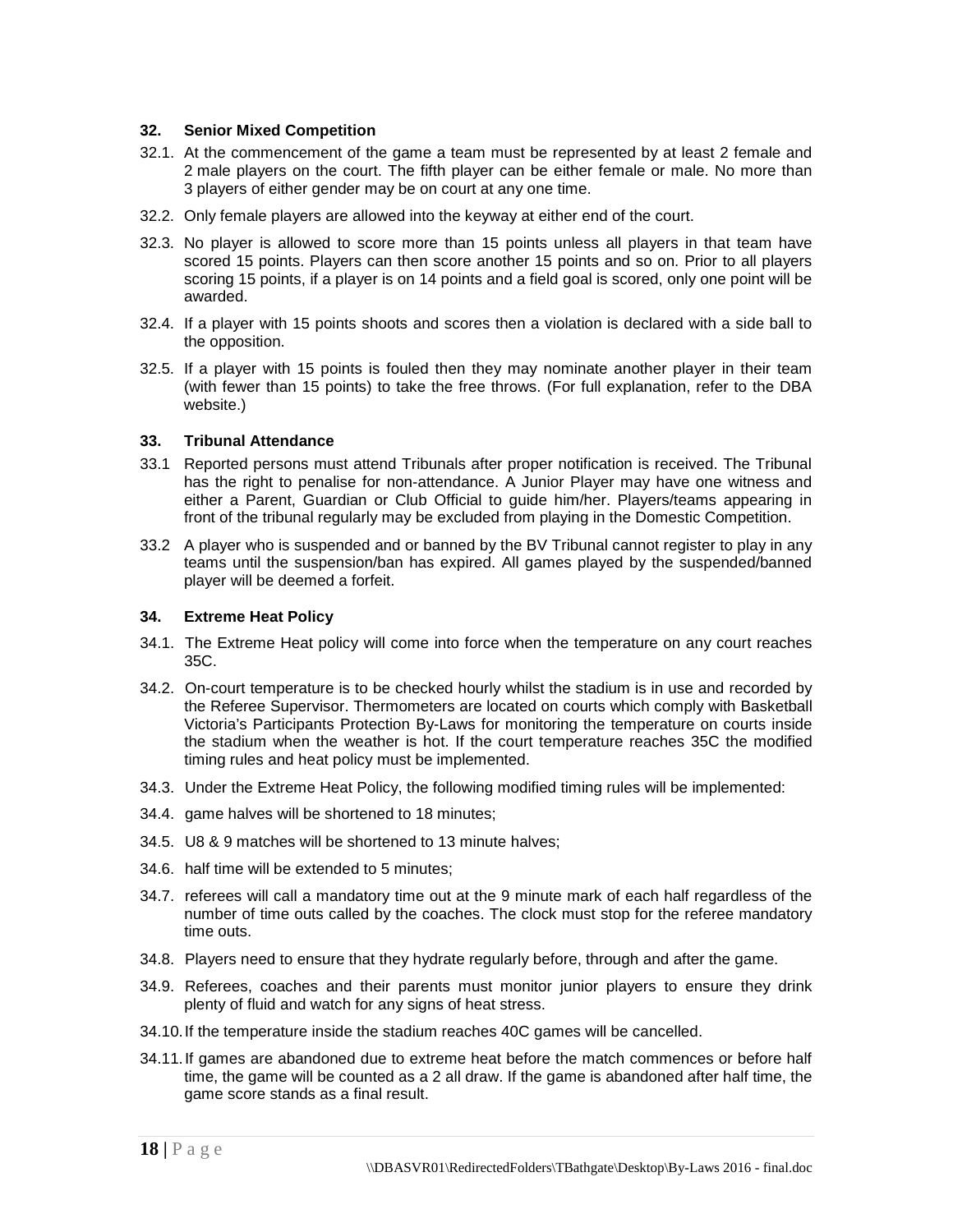### 32. Senior Mixed Competition

32.1. At the commencement of the game a team must be represented by at least 2 female and 2 male players on the court. The fifth player can be either female or male. No more than 3 players of either gender may be on court at any one time.

32.2. Only female players are allowed into the keyway at either end of the court.

32.3. No player is allowed to score more than 15 points unless all players in that team have scored 15 points. Players can then score another 15 points and so on. Prior to all players scoring 15 points, if a player is on 14 points and a field goal is scored, only one point will be awarded.

32.4. If a player with 15 points shoots and scores then a violation is declared with a side ball to the opposition.

32.5. If a player with 15 points is fouled then they may nominate another player in their team (with fewer than 15 points) to take the free throws. (For full explanation, refer to the DBA website.)

### 33. Tribunal Attendance

33.1 Reported persons must attend Tribunals after proper notification is received. The Tribunal has the right to penalise for non-attendance. A Junior Player may have one witness and either a Parent, Guardian or Club Official to guide him/her. Players/teams appearing in front of the tribunal regularly may be excluded from playing in the Domestic Competition.

33.2 A player who is suspended and or banned by the BV Tribunal cannot register to play in any teams until the suspension/ban has expired. All games played by the suspended/banned player will be deemed a forfeit.

### 34. Extreme Heat Policy

34.1. The Extreme Heat policy will come into force when the temperature on any court reaches 35C.

34.2. On-court temperature is to be checked hourly whilst the stadium is in use and recorded by the Referee Supervisor. Thermometers are located on courts which comply with Basketball Victoria's Participants Protection By-Laws for monitoring the temperature on courts inside the stadium when the weather is hot. If the court temperature reaches 35C the modified timing rules and heat policy must be implemented.

34.3. Under the Extreme Heat Policy, the following modified timing rules will be implemented:

34.4. game halves will be shortened to 18 minutes;

34.5. U8 & 9 matches will be shortened to 13 minute halves;

34.6. half time will be extended to 5 minutes;

34.7. referees will call a mandatory time out at the 9 minute mark of each half regardless of the number of time outs called by the coaches. The clock must stop for the referee mandatory time outs.

34.8. Players need to ensure that they hydrate regularly before, through and after the game.

34.9. Referees, coaches and their parents must monitor junior players to ensure they drink plenty of fluid and watch for any signs of heat stress.

34.10. If the temperature inside the stadium reaches 40C games will be cancelled.

34.11. If games are abandoned due to extreme heat before the match commences or before half time, the game will be counted as a 2 all draw. If the game is abandoned after half time, the game score stands as a final result.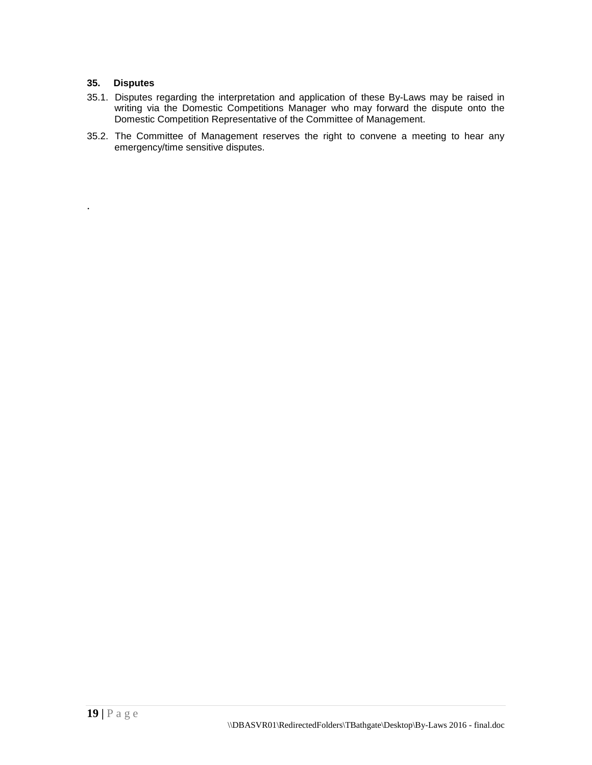## 35. Disputes

35.1. Disputes regarding the interpretation and application of these By-Laws may be raised in writing via the Domestic Competitions Manager who may forward the dispute onto the Domestic Competition Representative of the Committee of Management.

35.2. The Committee of Management reserves the right to convene a meeting to hear any emergency/time sensitive disputes.

.